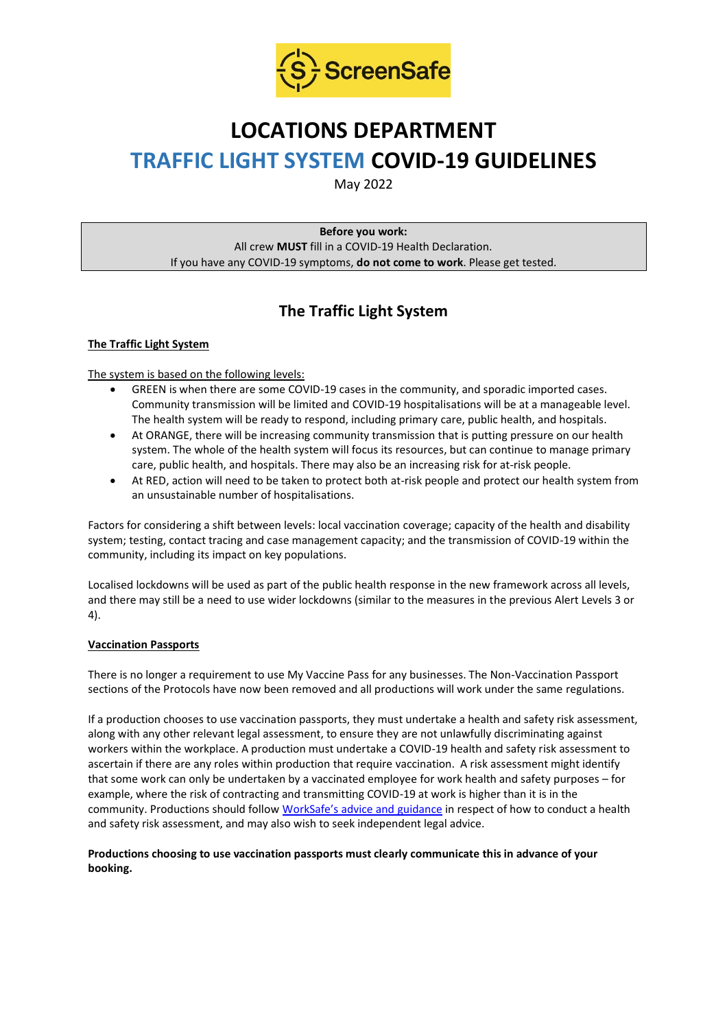# LOCATIONS DEPARTMENT

# TRAFFIC LIGHT SYSTEM COVID-19 GUIDELINES

May 2022

**Before you work:**
All crew **MUST** fill in a COVID-19 Health Declaration.
If you have any COVID-19 symptoms, **do not come to work**. Please get tested.

## The Traffic Light System

### The Traffic Light System

The system is based on the following levels:

- GREEN is when there are some COVID-19 cases in the community, and sporadic imported cases. Community transmission will be limited and COVID-19 hospitalisations will be at a manageable level. The health system will be ready to respond, including primary care, public health, and hospitals.
- At ORANGE, there will be increasing community transmission that is putting pressure on our health system. The whole of the health system will focus its resources, but can continue to manage primary care, public health, and hospitals. There may also be an increasing risk for at-risk people.
- At RED, action will need to be taken to protect both at-risk people and protect our health system from an unsustainable number of hospitalisations.

Factors for considering a shift between levels: local vaccination coverage; capacity of the health and disability system; testing, contact tracing and case management capacity; and the transmission of COVID-19 within the community, including its impact on key populations.

Localised lockdowns will be used as part of the public health response in the new framework across all levels, and there may still be a need to use wider lockdowns (similar to the measures in the previous Alert Levels 3 or 4).

### Vaccination Passports

There is no longer a requirement to use My Vaccine Pass for any businesses. The Non-Vaccination Passport sections of the Protocols have now been removed and all productions will work under the same regulations.

If a production chooses to use vaccination passports, they must undertake a health and safety risk assessment, along with any other relevant legal assessment, to ensure they are not unlawfully discriminating against workers within the workplace. A production must undertake a COVID-19 health and safety risk assessment to ascertain if there are any roles within production that require vaccination. A risk assessment might identify that some work can only be undertaken by a vaccinated employee for work health and safety purposes – for example, where the risk of contracting and transmitting COVID-19 at work is higher than it is in the community. Productions should follow WorkSafe's advice and guidance in respect of how to conduct a health and safety risk assessment, and may also wish to seek independent legal advice.

**Productions choosing to use vaccination passports must clearly communicate this in advance of your booking.**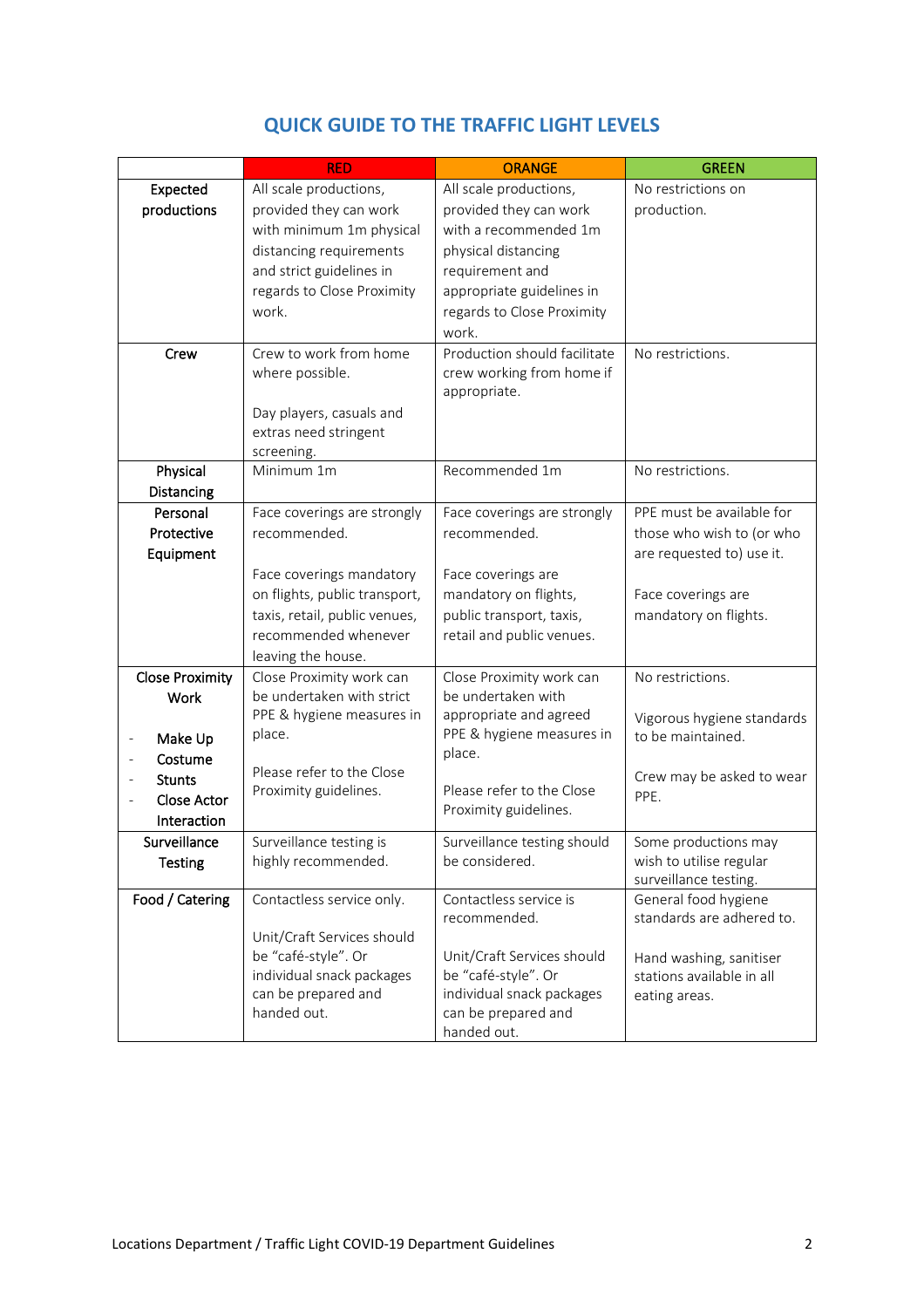## QUICK GUIDE TO THE TRAFFIC LIGHT LEVELS

| | RED | ORANGE | GREEN |
|---|---|---|---|
| **Expected productions** | All scale productions, provided they can work with minimum 1m physical distancing requirements and strict guidelines in regards to Close Proximity work. | All scale productions, provided they can work with a recommended 1m physical distancing requirement and appropriate guidelines in regards to Close Proximity work. | No restrictions on production. |
| **Crew** | Crew to work from home where possible.<br><br>Day players, casuals and extras need stringent screening. | Production should facilitate crew working from home if appropriate. | No restrictions. |
| **Physical Distancing** | Minimum 1m | Recommended 1m | No restrictions. |
| **Personal Protective Equipment** | Face coverings are strongly recommended.<br><br>Face coverings mandatory on flights, public transport, taxis, retail, public venues, recommended whenever leaving the house. | Face coverings are strongly recommended.<br><br>Face coverings are mandatory on flights, public transport, taxis, retail and public venues. | PPE must be available for those who wish to (or who are requested to) use it.<br><br>Face coverings are mandatory on flights. |
| **Close Proximity Work**<br><br>- **Make Up**<br>- **Costume**<br>- **Stunts**<br>- **Close Actor Interaction** | Close Proximity work can be undertaken with strict PPE & hygiene measures in place.<br><br>Please refer to the Close Proximity guidelines. | Close Proximity work can be undertaken with appropriate and agreed PPE & hygiene measures in place.<br><br>Please refer to the Close Proximity guidelines. | No restrictions.<br><br>Vigorous hygiene standards to be maintained.<br><br>Crew may be asked to wear PPE. |
| **Surveillance Testing** | Surveillance testing is highly recommended. | Surveillance testing should be considered. | Some productions may wish to utilise regular surveillance testing. |
| **Food / Catering** | Contactless service only.<br><br>Unit/Craft Services should be "café-style". Or individual snack packages can be prepared and handed out. | Contactless service is recommended.<br><br>Unit/Craft Services should be "café-style". Or individual snack packages can be prepared and handed out. | General food hygiene standards are adhered to.<br><br>Hand washing, sanitiser stations available in all eating areas. |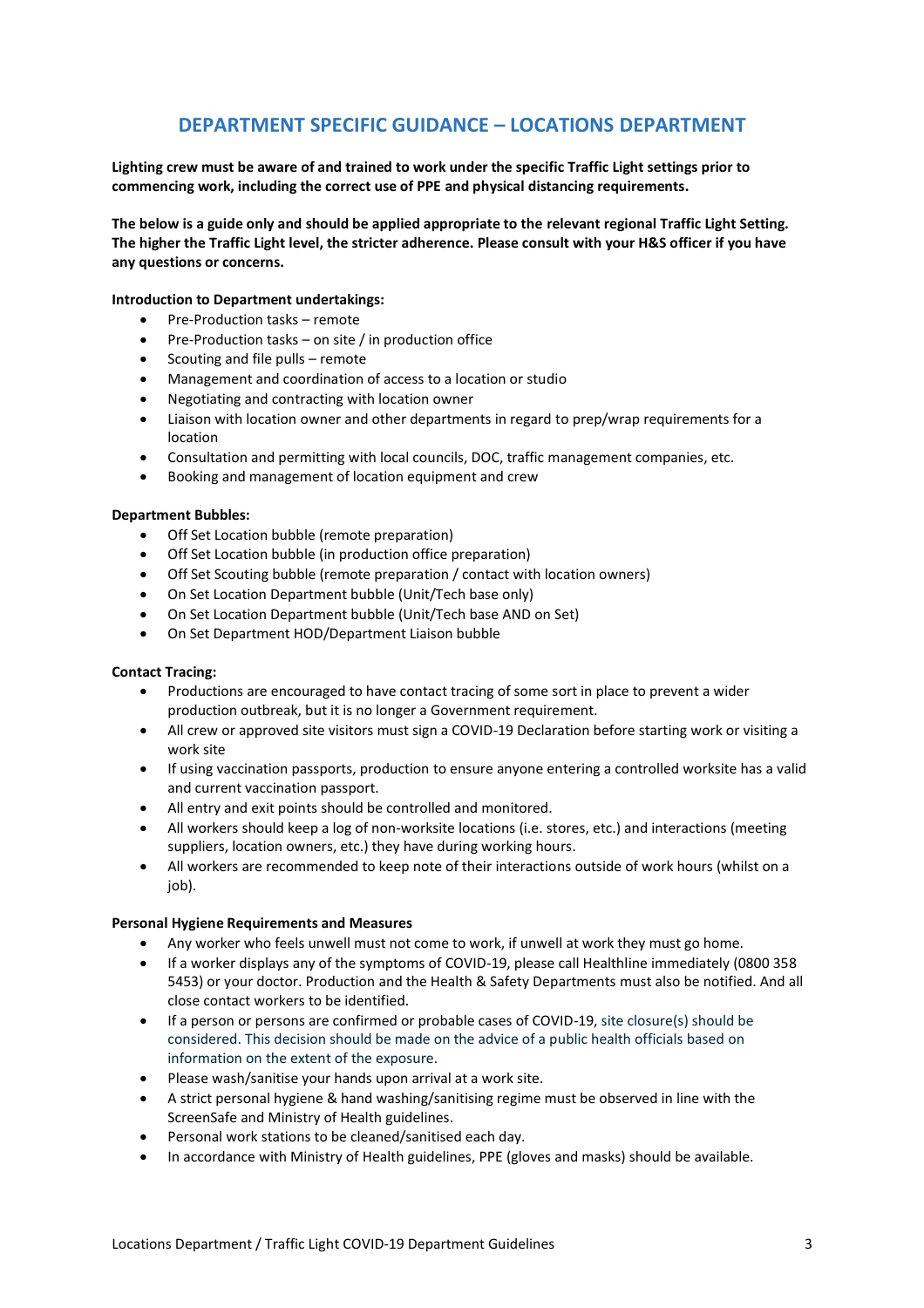# DEPARTMENT SPECIFIC GUIDANCE – LOCATIONS DEPARTMENT

**Lighting crew must be aware of and trained to work under the specific Traffic Light settings prior to commencing work, including the correct use of PPE and physical distancing requirements.**

**The below is a guide only and should be applied appropriate to the relevant regional Traffic Light Setting. The higher the Traffic Light level, the stricter adherence. Please consult with your H&S officer if you have any questions or concerns.**

**Introduction to Department undertakings:**

- Pre-Production tasks – remote
- Pre-Production tasks – on site / in production office
- Scouting and file pulls – remote
- Management and coordination of access to a location or studio
- Negotiating and contracting with location owner
- Liaison with location owner and other departments in regard to prep/wrap requirements for a location
- Consultation and permitting with local councils, DOC, traffic management companies, etc.
- Booking and management of location equipment and crew

**Department Bubbles:**

- Off Set Location bubble (remote preparation)
- Off Set Location bubble (in production office preparation)
- Off Set Scouting bubble (remote preparation / contact with location owners)
- On Set Location Department bubble (Unit/Tech base only)
- On Set Location Department bubble (Unit/Tech base AND on Set)
- On Set Department HOD/Department Liaison bubble

**Contact Tracing:**

- Productions are encouraged to have contact tracing of some sort in place to prevent a wider production outbreak, but it is no longer a Government requirement.
- All crew or approved site visitors must sign a COVID-19 Declaration before starting work or visiting a work site
- If using vaccination passports, production to ensure anyone entering a controlled worksite has a valid and current vaccination passport.
- All entry and exit points should be controlled and monitored.
- All workers should keep a log of non-worksite locations (i.e. stores, etc.) and interactions (meeting suppliers, location owners, etc.) they have during working hours.
- All workers are recommended to keep note of their interactions outside of work hours (whilst on a job).

**Personal Hygiene Requirements and Measures**

- Any worker who feels unwell must not come to work, if unwell at work they must go home.
- If a worker displays any of the symptoms of COVID-19, please call Healthline immediately (0800 358 5453) or your doctor. Production and the Health & Safety Departments must also be notified. And all close contact workers to be identified.
- If a person or persons are confirmed or probable cases of COVID-19, site closure(s) should be considered. This decision should be made on the advice of a public health officials based on information on the extent of the exposure.
- Please wash/sanitise your hands upon arrival at a work site.
- A strict personal hygiene & hand washing/sanitising regime must be observed in line with the ScreenSafe and Ministry of Health guidelines.
- Personal work stations to be cleaned/sanitised each day.
- In accordance with Ministry of Health guidelines, PPE (gloves and masks) should be available.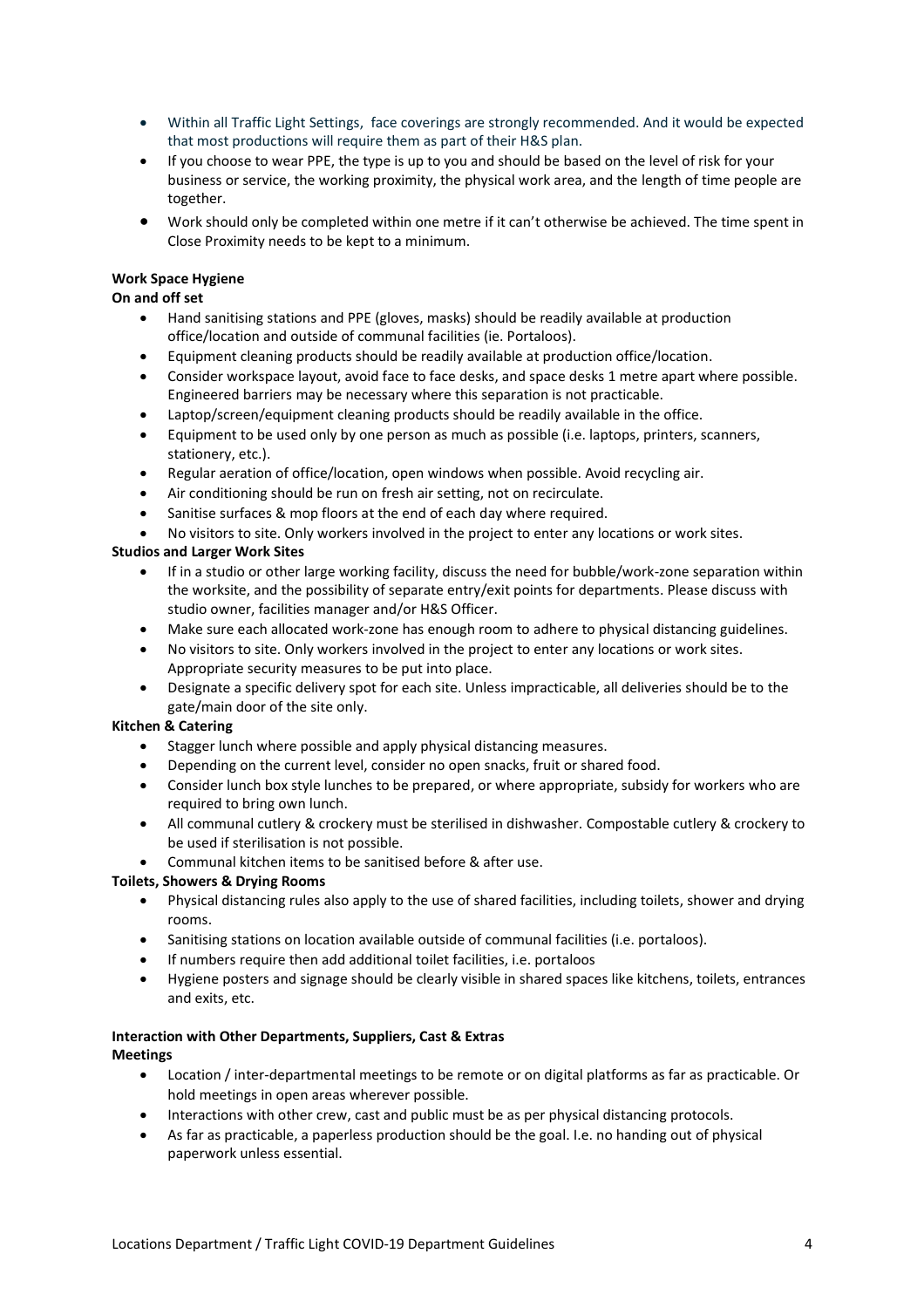- Within all Traffic Light Settings,  face coverings are strongly recommended. And it would be expected that most productions will require them as part of their H&S plan.
- If you choose to wear PPE, the type is up to you and should be based on the level of risk for your business or service, the working proximity, the physical work area, and the length of time people are together.
- Work should only be completed within one metre if it can't otherwise be achieved. The time spent in Close Proximity needs to be kept to a minimum.

**Work Space Hygiene**

**On and off set**

- Hand sanitising stations and PPE (gloves, masks) should be readily available at production office/location and outside of communal facilities (ie. Portaloos).
- Equipment cleaning products should be readily available at production office/location.
- Consider workspace layout, avoid face to face desks, and space desks 1 metre apart where possible. Engineered barriers may be necessary where this separation is not practicable.
- Laptop/screen/equipment cleaning products should be readily available in the office.
- Equipment to be used only by one person as much as possible (i.e. laptops, printers, scanners, stationery, etc.).
- Regular aeration of office/location, open windows when possible. Avoid recycling air.
- Air conditioning should be run on fresh air setting, not on recirculate.
- Sanitise surfaces & mop floors at the end of each day where required.
- No visitors to site. Only workers involved in the project to enter any locations or work sites.

**Studios and Larger Work Sites**

- If in a studio or other large working facility, discuss the need for bubble/work-zone separation within the worksite, and the possibility of separate entry/exit points for departments. Please discuss with studio owner, facilities manager and/or H&S Officer.
- Make sure each allocated work-zone has enough room to adhere to physical distancing guidelines.
- No visitors to site. Only workers involved in the project to enter any locations or work sites. Appropriate security measures to be put into place.
- Designate a specific delivery spot for each site. Unless impracticable, all deliveries should be to the gate/main door of the site only.

**Kitchen & Catering**

- Stagger lunch where possible and apply physical distancing measures.
- Depending on the current level, consider no open snacks, fruit or shared food.
- Consider lunch box style lunches to be prepared, or where appropriate, subsidy for workers who are required to bring own lunch.
- All communal cutlery & crockery must be sterilised in dishwasher. Compostable cutlery & crockery to be used if sterilisation is not possible.
- Communal kitchen items to be sanitised before & after use.

**Toilets, Showers & Drying Rooms**

- Physical distancing rules also apply to the use of shared facilities, including toilets, shower and drying rooms.
- Sanitising stations on location available outside of communal facilities (i.e. portaloos).
- If numbers require then add additional toilet facilities, i.e. portaloos
- Hygiene posters and signage should be clearly visible in shared spaces like kitchens, toilets, entrances and exits, etc.

**Interaction with Other Departments, Suppliers, Cast & Extras**

**Meetings**

- Location / inter-departmental meetings to be remote or on digital platforms as far as practicable. Or hold meetings in open areas wherever possible.
- Interactions with other crew, cast and public must be as per physical distancing protocols.
- As far as practicable, a paperless production should be the goal. I.e. no handing out of physical paperwork unless essential.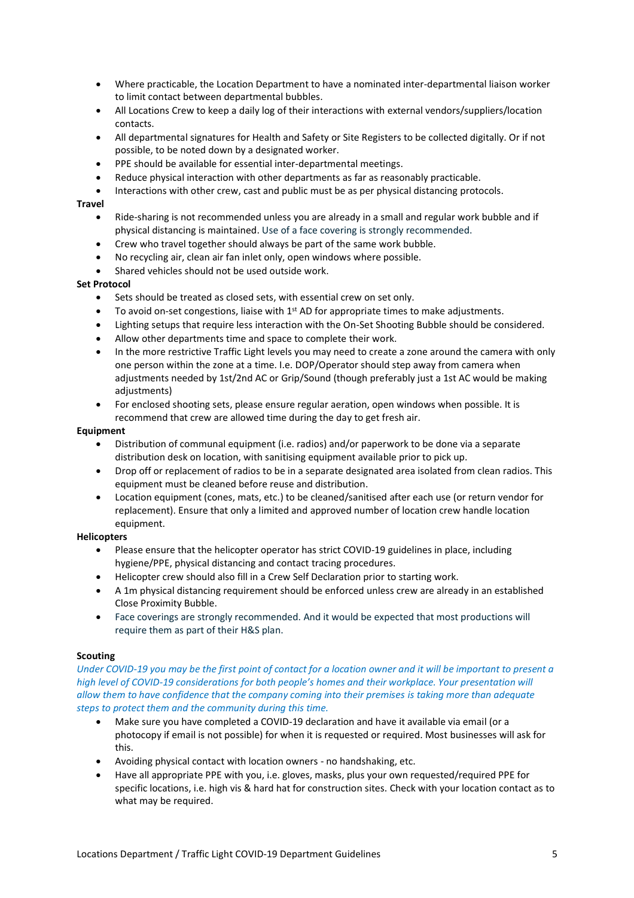- Where practicable, the Location Department to have a nominated inter-departmental liaison worker to limit contact between departmental bubbles.
- All Locations Crew to keep a daily log of their interactions with external vendors/suppliers/location contacts.
- All departmental signatures for Health and Safety or Site Registers to be collected digitally. Or if not possible, to be noted down by a designated worker.
- PPE should be available for essential inter-departmental meetings.
- Reduce physical interaction with other departments as far as reasonably practicable.
- Interactions with other crew, cast and public must be as per physical distancing protocols.

**Travel**

- Ride-sharing is not recommended unless you are already in a small and regular work bubble and if physical distancing is maintained. Use of a face covering is strongly recommended.
- Crew who travel together should always be part of the same work bubble.
- No recycling air, clean air fan inlet only, open windows where possible.
- Shared vehicles should not be used outside work.

**Set Protocol**

- Sets should be treated as closed sets, with essential crew on set only.
- To avoid on-set congestions, liaise with 1st AD for appropriate times to make adjustments.
- Lighting setups that require less interaction with the On-Set Shooting Bubble should be considered.
- Allow other departments time and space to complete their work.
- In the more restrictive Traffic Light levels you may need to create a zone around the camera with only one person within the zone at a time. I.e. DOP/Operator should step away from camera when adjustments needed by 1st/2nd AC or Grip/Sound (though preferably just a 1st AC would be making adjustments)
- For enclosed shooting sets, please ensure regular aeration, open windows when possible. It is recommend that crew are allowed time during the day to get fresh air.

**Equipment**

- Distribution of communal equipment (i.e. radios) and/or paperwork to be done via a separate distribution desk on location, with sanitising equipment available prior to pick up.
- Drop off or replacement of radios to be in a separate designated area isolated from clean radios. This equipment must be cleaned before reuse and distribution.
- Location equipment (cones, mats, etc.) to be cleaned/sanitised after each use (or return vendor for replacement). Ensure that only a limited and approved number of location crew handle location equipment.

**Helicopters**

- Please ensure that the helicopter operator has strict COVID-19 guidelines in place, including hygiene/PPE, physical distancing and contact tracing procedures.
- Helicopter crew should also fill in a Crew Self Declaration prior to starting work.
- A 1m physical distancing requirement should be enforced unless crew are already in an established Close Proximity Bubble.
- Face coverings are strongly recommended. And it would be expected that most productions will require them as part of their H&S plan.

**Scouting**

*Under COVID-19 you may be the first point of contact for a location owner and it will be important to present a high level of COVID-19 considerations for both people's homes and their workplace. Your presentation will allow them to have confidence that the company coming into their premises is taking more than adequate steps to protect them and the community during this time.*

- Make sure you have completed a COVID-19 declaration and have it available via email (or a photocopy if email is not possible) for when it is requested or required. Most businesses will ask for this.
- Avoiding physical contact with location owners - no handshaking, etc.
- Have all appropriate PPE with you, i.e. gloves, masks, plus your own requested/required PPE for specific locations, i.e. high vis & hard hat for construction sites. Check with your location contact as to what may be required.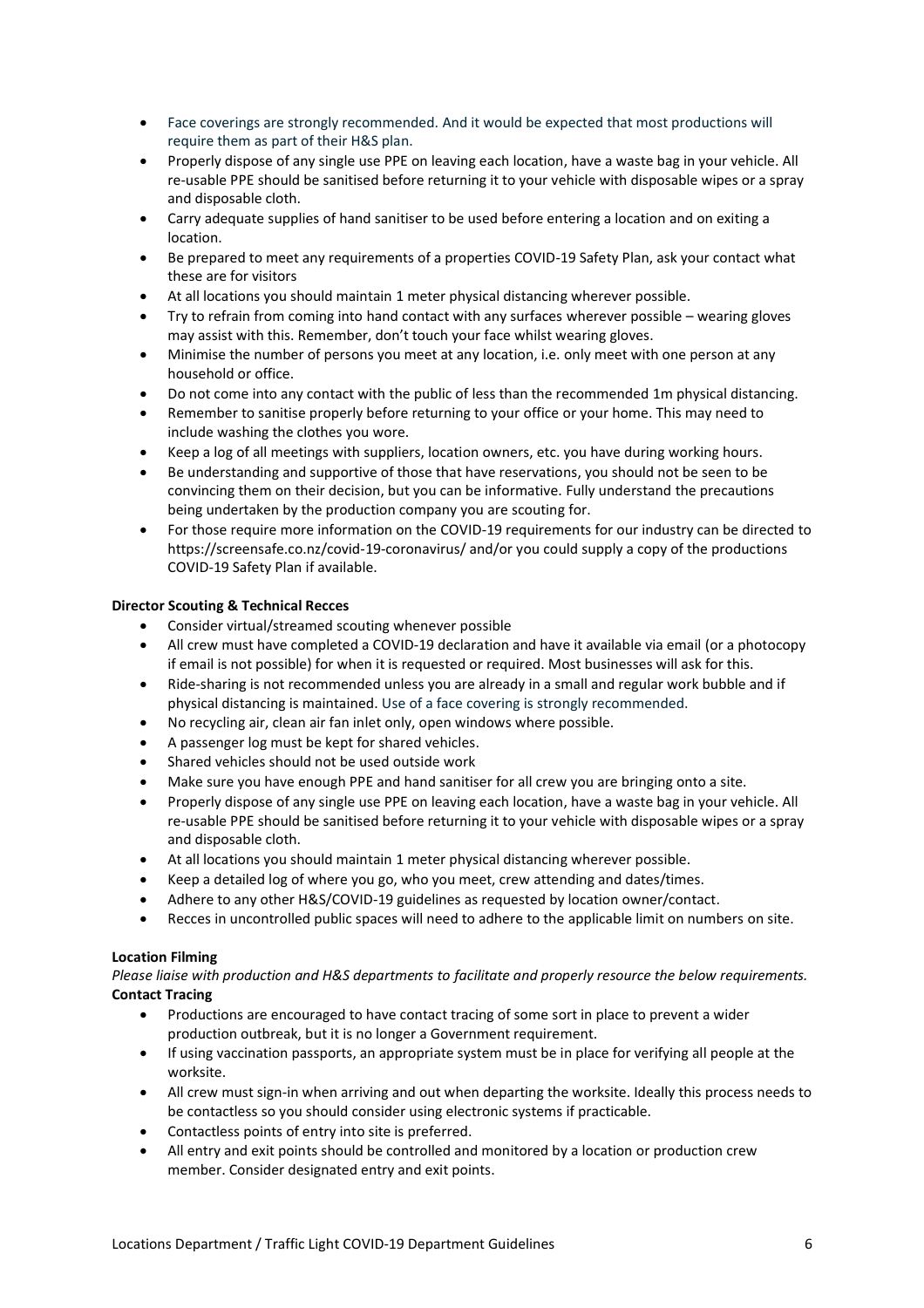- Face coverings are strongly recommended. And it would be expected that most productions will require them as part of their H&S plan.
- Properly dispose of any single use PPE on leaving each location, have a waste bag in your vehicle. All re-usable PPE should be sanitised before returning it to your vehicle with disposable wipes or a spray and disposable cloth.
- Carry adequate supplies of hand sanitiser to be used before entering a location and on exiting a location.
- Be prepared to meet any requirements of a properties COVID-19 Safety Plan, ask your contact what these are for visitors
- At all locations you should maintain 1 meter physical distancing wherever possible.
- Try to refrain from coming into hand contact with any surfaces wherever possible – wearing gloves may assist with this. Remember, don't touch your face whilst wearing gloves.
- Minimise the number of persons you meet at any location, i.e. only meet with one person at any household or office.
- Do not come into any contact with the public of less than the recommended 1m physical distancing.
- Remember to sanitise properly before returning to your office or your home. This may need to include washing the clothes you wore.
- Keep a log of all meetings with suppliers, location owners, etc. you have during working hours.
- Be understanding and supportive of those that have reservations, you should not be seen to be convincing them on their decision, but you can be informative. Fully understand the precautions being undertaken by the production company you are scouting for.
- For those require more information on the COVID-19 requirements for our industry can be directed to https://screensafe.co.nz/covid-19-coronavirus/ and/or you could supply a copy of the productions COVID-19 Safety Plan if available.

**Director Scouting & Technical Recces**

- Consider virtual/streamed scouting whenever possible
- All crew must have completed a COVID-19 declaration and have it available via email (or a photocopy if email is not possible) for when it is requested or required. Most businesses will ask for this.
- Ride-sharing is not recommended unless you are already in a small and regular work bubble and if physical distancing is maintained. Use of a face covering is strongly recommended.
- No recycling air, clean air fan inlet only, open windows where possible.
- A passenger log must be kept for shared vehicles.
- Shared vehicles should not be used outside work
- Make sure you have enough PPE and hand sanitiser for all crew you are bringing onto a site.
- Properly dispose of any single use PPE on leaving each location, have a waste bag in your vehicle. All re-usable PPE should be sanitised before returning it to your vehicle with disposable wipes or a spray and disposable cloth.
- At all locations you should maintain 1 meter physical distancing wherever possible.
- Keep a detailed log of where you go, who you meet, crew attending and dates/times.
- Adhere to any other H&S/COVID-19 guidelines as requested by location owner/contact.
- Recces in uncontrolled public spaces will need to adhere to the applicable limit on numbers on site.

**Location Filming**

*Please liaise with production and H&S departments to facilitate and properly resource the below requirements.*

**Contact Tracing**

- Productions are encouraged to have contact tracing of some sort in place to prevent a wider production outbreak, but it is no longer a Government requirement.
- If using vaccination passports, an appropriate system must be in place for verifying all people at the worksite.
- All crew must sign-in when arriving and out when departing the worksite. Ideally this process needs to be contactless so you should consider using electronic systems if practicable.
- Contactless points of entry into site is preferred.
- All entry and exit points should be controlled and monitored by a location or production crew member. Consider designated entry and exit points.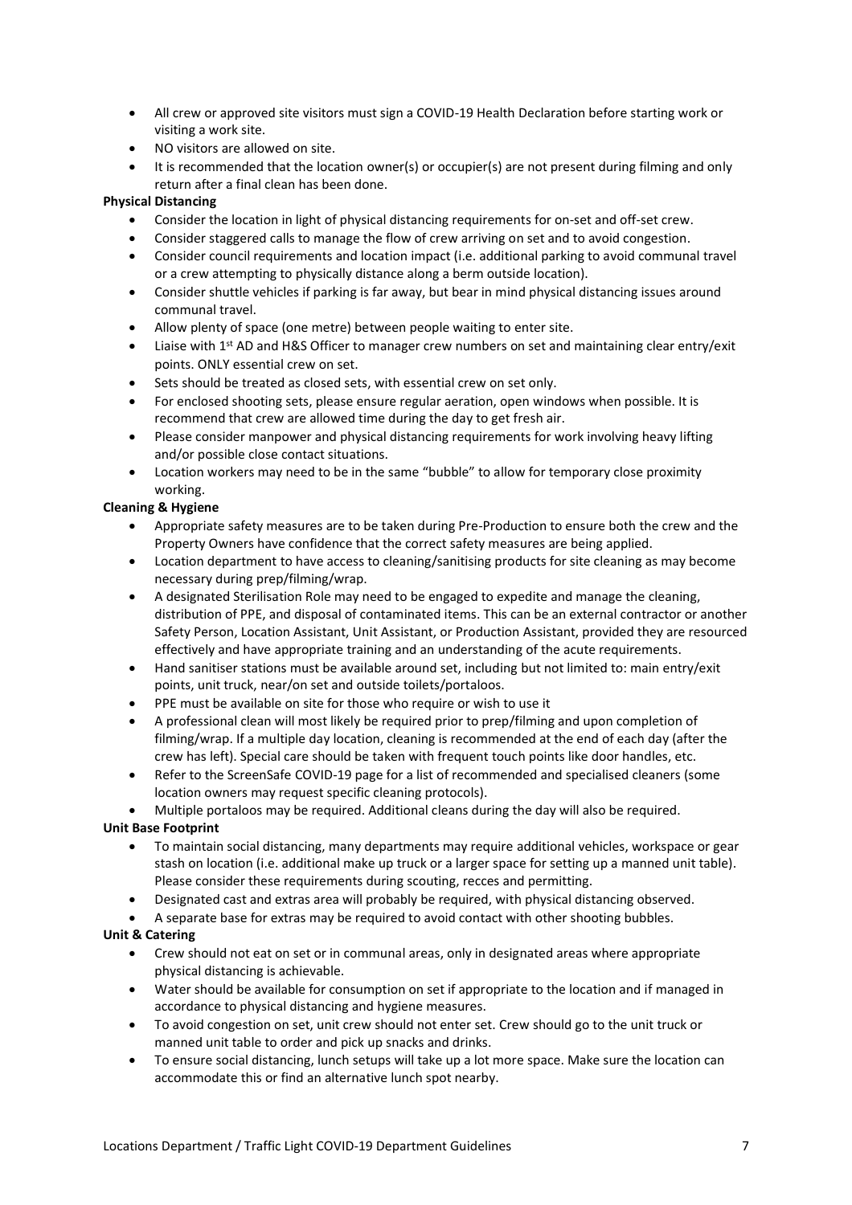- All crew or approved site visitors must sign a COVID-19 Health Declaration before starting work or visiting a work site.
- NO visitors are allowed on site.
- It is recommended that the location owner(s) or occupier(s) are not present during filming and only return after a final clean has been done.

**Physical Distancing**

- Consider the location in light of physical distancing requirements for on-set and off-set crew.
- Consider staggered calls to manage the flow of crew arriving on set and to avoid congestion.
- Consider council requirements and location impact (i.e. additional parking to avoid communal travel or a crew attempting to physically distance along a berm outside location).
- Consider shuttle vehicles if parking is far away, but bear in mind physical distancing issues around communal travel.
- Allow plenty of space (one metre) between people waiting to enter site.
- Liaise with 1st AD and H&S Officer to manager crew numbers on set and maintaining clear entry/exit points. ONLY essential crew on set.
- Sets should be treated as closed sets, with essential crew on set only.
- For enclosed shooting sets, please ensure regular aeration, open windows when possible. It is recommend that crew are allowed time during the day to get fresh air.
- Please consider manpower and physical distancing requirements for work involving heavy lifting and/or possible close contact situations.
- Location workers may need to be in the same "bubble" to allow for temporary close proximity working.

**Cleaning & Hygiene**

- Appropriate safety measures are to be taken during Pre-Production to ensure both the crew and the Property Owners have confidence that the correct safety measures are being applied.
- Location department to have access to cleaning/sanitising products for site cleaning as may become necessary during prep/filming/wrap.
- A designated Sterilisation Role may need to be engaged to expedite and manage the cleaning, distribution of PPE, and disposal of contaminated items. This can be an external contractor or another Safety Person, Location Assistant, Unit Assistant, or Production Assistant, provided they are resourced effectively and have appropriate training and an understanding of the acute requirements.
- Hand sanitiser stations must be available around set, including but not limited to: main entry/exit points, unit truck, near/on set and outside toilets/portaloos.
- PPE must be available on site for those who require or wish to use it
- A professional clean will most likely be required prior to prep/filming and upon completion of filming/wrap. If a multiple day location, cleaning is recommended at the end of each day (after the crew has left). Special care should be taken with frequent touch points like door handles, etc.
- Refer to the ScreenSafe COVID-19 page for a list of recommended and specialised cleaners (some location owners may request specific cleaning protocols).
- Multiple portaloos may be required. Additional cleans during the day will also be required.

**Unit Base Footprint**

- To maintain social distancing, many departments may require additional vehicles, workspace or gear stash on location (i.e. additional make up truck or a larger space for setting up a manned unit table). Please consider these requirements during scouting, recces and permitting.
- Designated cast and extras area will probably be required, with physical distancing observed.
- A separate base for extras may be required to avoid contact with other shooting bubbles.

**Unit & Catering**

- Crew should not eat on set or in communal areas, only in designated areas where appropriate physical distancing is achievable.
- Water should be available for consumption on set if appropriate to the location and if managed in accordance to physical distancing and hygiene measures.
- To avoid congestion on set, unit crew should not enter set. Crew should go to the unit truck or manned unit table to order and pick up snacks and drinks.
- To ensure social distancing, lunch setups will take up a lot more space. Make sure the location can accommodate this or find an alternative lunch spot nearby.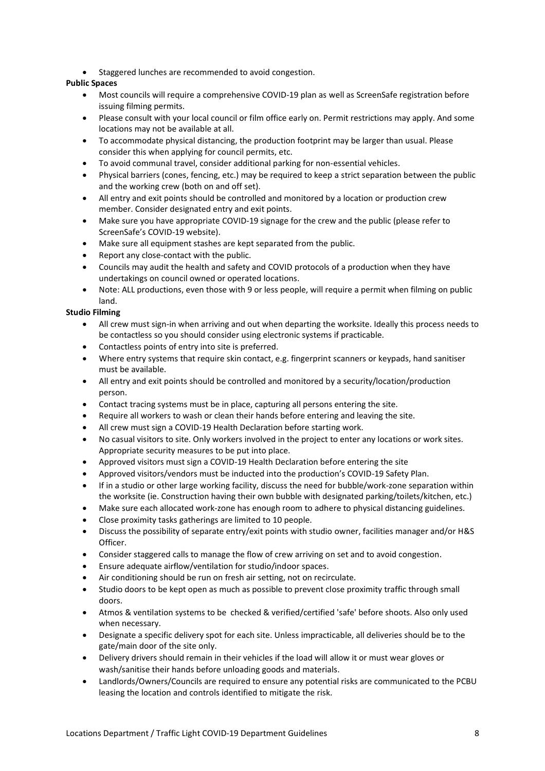- Staggered lunches are recommended to avoid congestion.

**Public Spaces**

- Most councils will require a comprehensive COVID-19 plan as well as ScreenSafe registration before issuing filming permits.
- Please consult with your local council or film office early on. Permit restrictions may apply. And some locations may not be available at all.
- To accommodate physical distancing, the production footprint may be larger than usual. Please consider this when applying for council permits, etc.
- To avoid communal travel, consider additional parking for non-essential vehicles.
- Physical barriers (cones, fencing, etc.) may be required to keep a strict separation between the public and the working crew (both on and off set).
- All entry and exit points should be controlled and monitored by a location or production crew member. Consider designated entry and exit points.
- Make sure you have appropriate COVID-19 signage for the crew and the public (please refer to ScreenSafe's COVID-19 website).
- Make sure all equipment stashes are kept separated from the public.
- Report any close-contact with the public.
- Councils may audit the health and safety and COVID protocols of a production when they have undertakings on council owned or operated locations.
- Note: ALL productions, even those with 9 or less people, will require a permit when filming on public land.

**Studio Filming**

- All crew must sign-in when arriving and out when departing the worksite. Ideally this process needs to be contactless so you should consider using electronic systems if practicable.
- Contactless points of entry into site is preferred.
- Where entry systems that require skin contact, e.g. fingerprint scanners or keypads, hand sanitiser must be available.
- All entry and exit points should be controlled and monitored by a security/location/production person.
- Contact tracing systems must be in place, capturing all persons entering the site.
- Require all workers to wash or clean their hands before entering and leaving the site.
- All crew must sign a COVID-19 Health Declaration before starting work.
- No casual visitors to site. Only workers involved in the project to enter any locations or work sites. Appropriate security measures to be put into place.
- Approved visitors must sign a COVID-19 Health Declaration before entering the site
- Approved visitors/vendors must be inducted into the production's COVID-19 Safety Plan.
- If in a studio or other large working facility, discuss the need for bubble/work-zone separation within the worksite (ie. Construction having their own bubble with designated parking/toilets/kitchen, etc.)
- Make sure each allocated work-zone has enough room to adhere to physical distancing guidelines.
- Close proximity tasks gatherings are limited to 10 people.
- Discuss the possibility of separate entry/exit points with studio owner, facilities manager and/or H&S Officer.
- Consider staggered calls to manage the flow of crew arriving on set and to avoid congestion.
- Ensure adequate airflow/ventilation for studio/indoor spaces.
- Air conditioning should be run on fresh air setting, not on recirculate.
- Studio doors to be kept open as much as possible to prevent close proximity traffic through small doors.
- Atmos & ventilation systems to be checked & verified/certified 'safe' before shoots. Also only used when necessary.
- Designate a specific delivery spot for each site. Unless impracticable, all deliveries should be to the gate/main door of the site only.
- Delivery drivers should remain in their vehicles if the load will allow it or must wear gloves or wash/sanitise their hands before unloading goods and materials.
- Landlords/Owners/Councils are required to ensure any potential risks are communicated to the PCBU leasing the location and controls identified to mitigate the risk.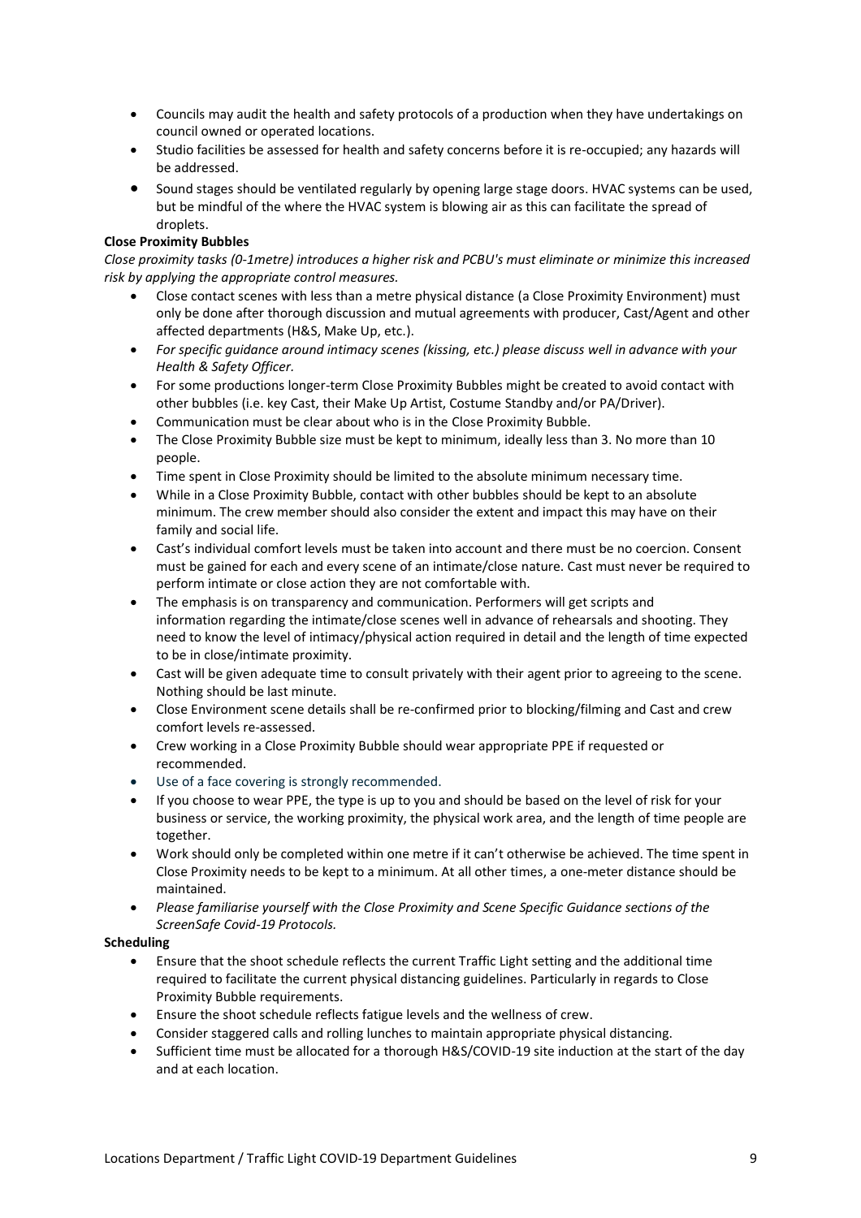- Councils may audit the health and safety protocols of a production when they have undertakings on council owned or operated locations.
- Studio facilities be assessed for health and safety concerns before it is re-occupied; any hazards will be addressed.
- Sound stages should be ventilated regularly by opening large stage doors. HVAC systems can be used, but be mindful of the where the HVAC system is blowing air as this can facilitate the spread of droplets.

**Close Proximity Bubbles**

*Close proximity tasks (0-1metre) introduces a higher risk and PCBU's must eliminate or minimize this increased risk by applying the appropriate control measures.*

- Close contact scenes with less than a metre physical distance (a Close Proximity Environment) must only be done after thorough discussion and mutual agreements with producer, Cast/Agent and other affected departments (H&S, Make Up, etc.).
- *For specific guidance around intimacy scenes (kissing, etc.) please discuss well in advance with your Health & Safety Officer.*
- For some productions longer-term Close Proximity Bubbles might be created to avoid contact with other bubbles (i.e. key Cast, their Make Up Artist, Costume Standby and/or PA/Driver).
- Communication must be clear about who is in the Close Proximity Bubble.
- The Close Proximity Bubble size must be kept to minimum, ideally less than 3. No more than 10 people.
- Time spent in Close Proximity should be limited to the absolute minimum necessary time.
- While in a Close Proximity Bubble, contact with other bubbles should be kept to an absolute minimum. The crew member should also consider the extent and impact this may have on their family and social life.
- Cast's individual comfort levels must be taken into account and there must be no coercion. Consent must be gained for each and every scene of an intimate/close nature. Cast must never be required to perform intimate or close action they are not comfortable with.
- The emphasis is on transparency and communication. Performers will get scripts and information regarding the intimate/close scenes well in advance of rehearsals and shooting. They need to know the level of intimacy/physical action required in detail and the length of time expected to be in close/intimate proximity.
- Cast will be given adequate time to consult privately with their agent prior to agreeing to the scene. Nothing should be last minute.
- Close Environment scene details shall be re-confirmed prior to blocking/filming and Cast and crew comfort levels re-assessed.
- Crew working in a Close Proximity Bubble should wear appropriate PPE if requested or recommended.
- Use of a face covering is strongly recommended.
- If you choose to wear PPE, the type is up to you and should be based on the level of risk for your business or service, the working proximity, the physical work area, and the length of time people are together.
- Work should only be completed within one metre if it can't otherwise be achieved. The time spent in Close Proximity needs to be kept to a minimum. At all other times, a one-meter distance should be maintained.
- *Please familiarise yourself with the Close Proximity and Scene Specific Guidance sections of the ScreenSafe Covid-19 Protocols.*

**Scheduling**

- Ensure that the shoot schedule reflects the current Traffic Light setting and the additional time required to facilitate the current physical distancing guidelines. Particularly in regards to Close Proximity Bubble requirements.
- Ensure the shoot schedule reflects fatigue levels and the wellness of crew.
- Consider staggered calls and rolling lunches to maintain appropriate physical distancing.
- Sufficient time must be allocated for a thorough H&S/COVID-19 site induction at the start of the day and at each location.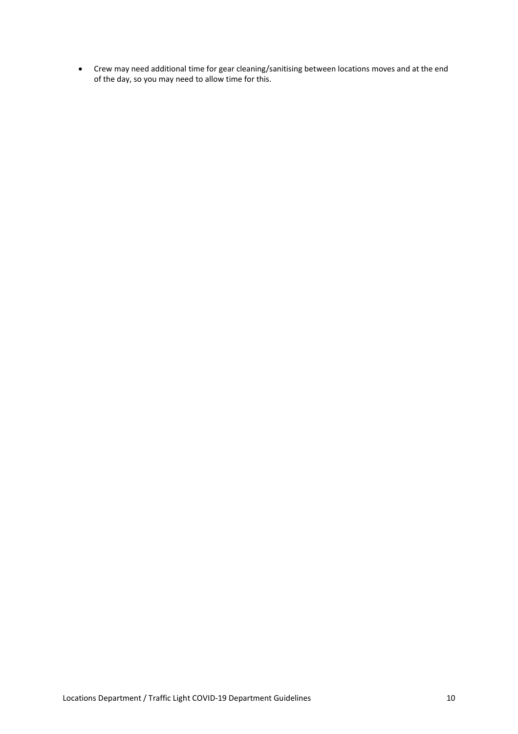- Crew may need additional time for gear cleaning/sanitising between locations moves and at the end of the day, so you may need to allow time for this.